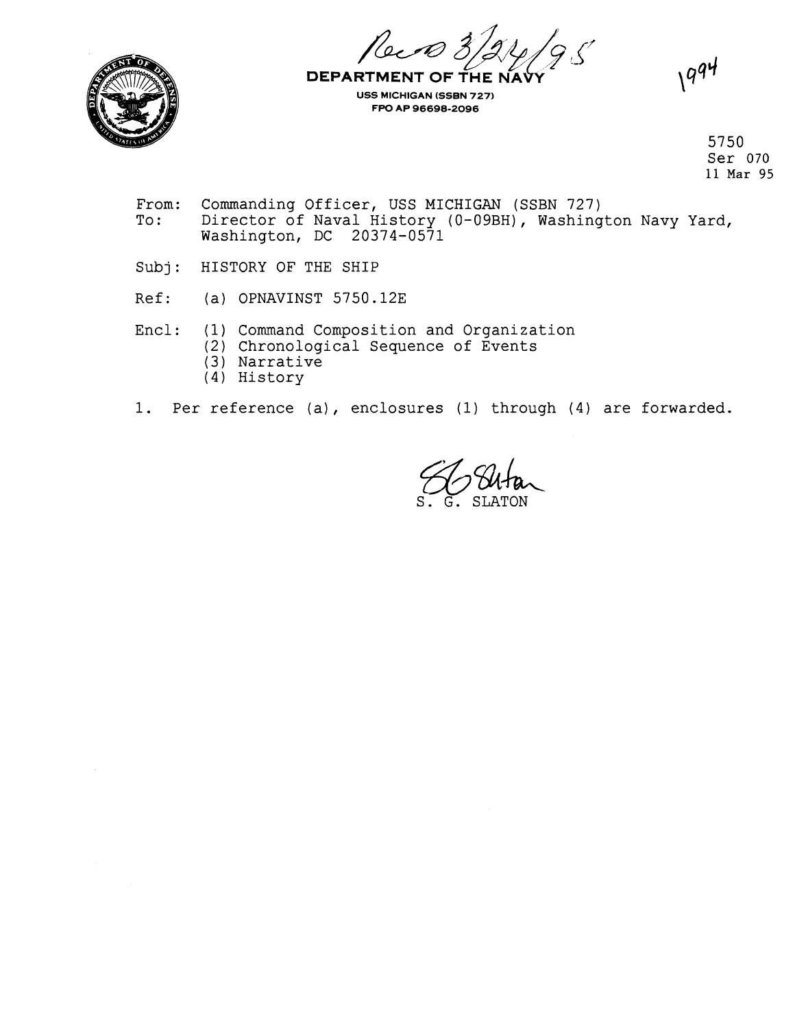Rec'd 3/24/95

**DEPARTMENT OF THE NAVY**

**USS MICHIGAN (SSBN 727)**
**FPO AP 96698-2096**

1994

5750
Ser 070
11 Mar 95

From: Commanding Officer, USS MICHIGAN (SSBN 727)
To: Director of Naval History (0-09BH), Washington Navy Yard, Washington, DC 20374-0571

Subj: HISTORY OF THE SHIP

Ref: (a) OPNAVINST 5750.12E

Encl: (1) Command Composition and Organization
(2) Chronological Sequence of Events
(3) Narrative
(4) History

1. Per reference (a), enclosures (1) through (4) are forwarded.

S. G. SLATON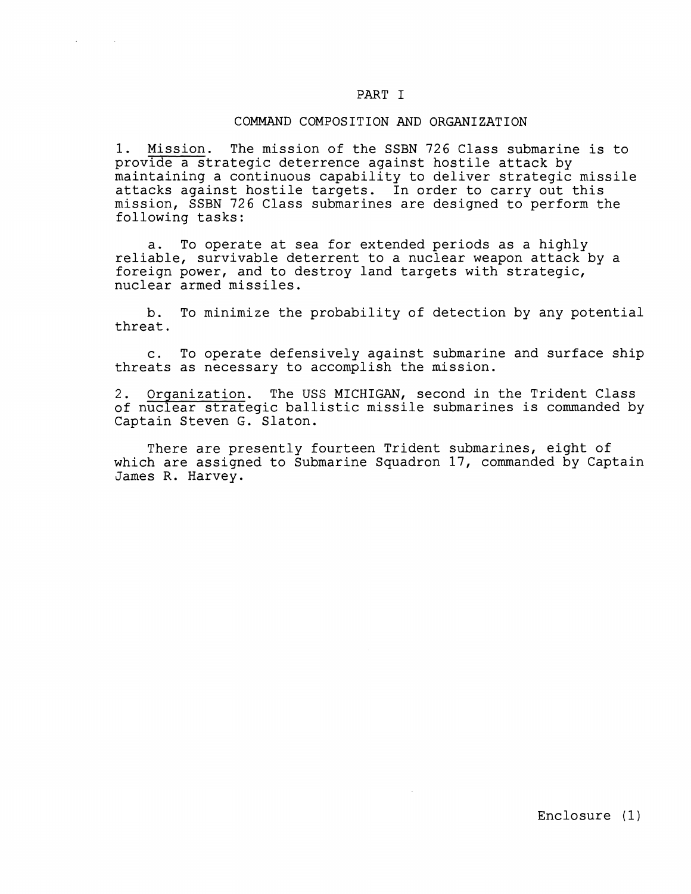# PART I

## COMMAND COMPOSITION AND ORGANIZATION

1. Mission. The mission of the SSBN 726 Class submarine is to provide a strategic deterrence against hostile attack by maintaining a continuous capability to deliver strategic missile attacks against hostile targets. In order to carry out this mission, SSBN 726 Class submarines are designed to perform the following tasks:

   a. To operate at sea for extended periods as a highly reliable, survivable deterrent to a nuclear weapon attack by a foreign power, and to destroy land targets with strategic, nuclear armed missiles.

   b. To minimize the probability of detection by any potential threat.

   c. To operate defensively against submarine and surface ship threats as necessary to accomplish the mission.

2. Organization. The USS MICHIGAN, second in the Trident Class of nuclear strategic ballistic missile submarines is commanded by Captain Steven G. Slaton.

There are presently fourteen Trident submarines, eight of which are assigned to Submarine Squadron 17, commanded by Captain James R. Harvey.

Enclosure (1)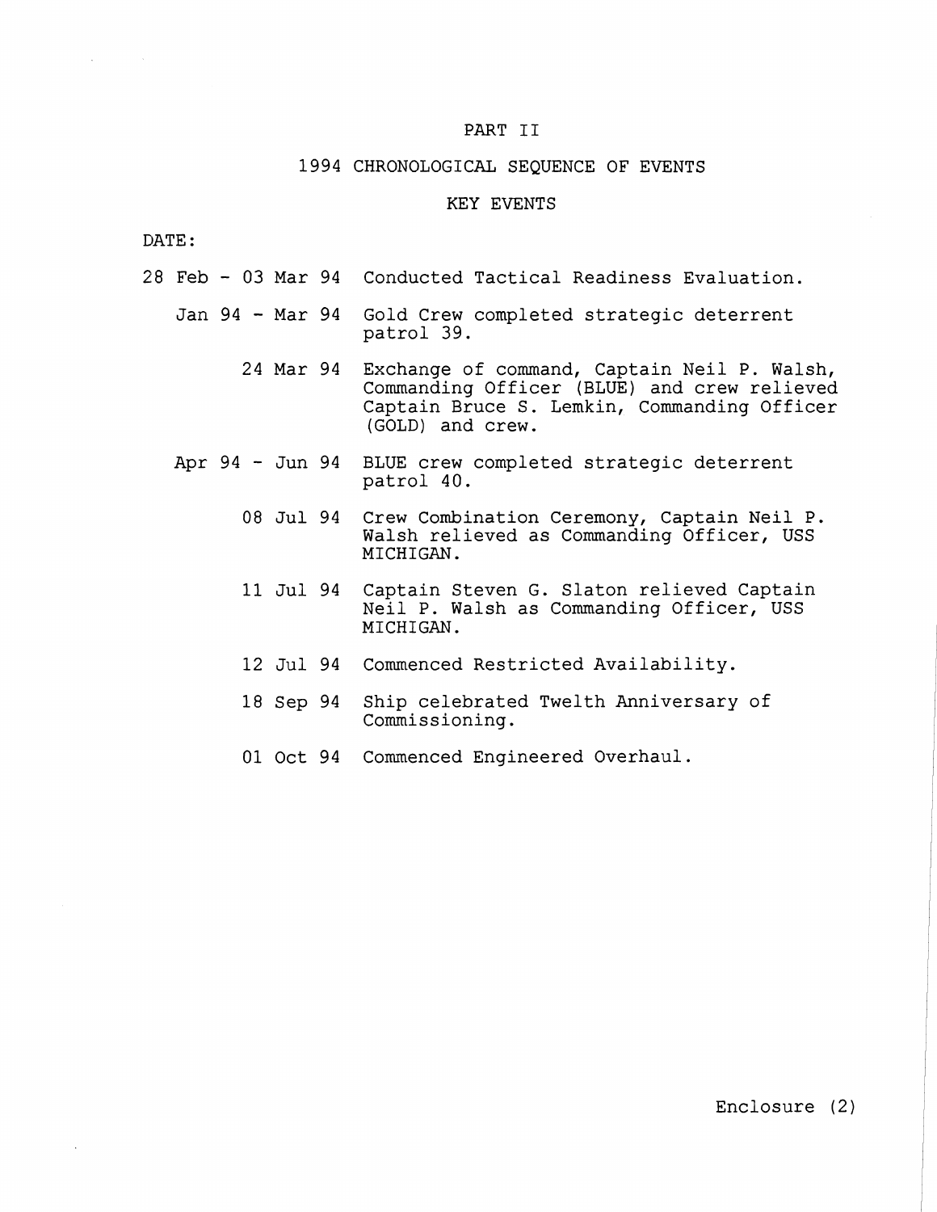# PART II

## 1994 CHRONOLOGICAL SEQUENCE OF EVENTS

### KEY EVENTS

| DATE: | |
|---|---|
| 28 Feb - 03 Mar 94 | Conducted Tactical Readiness Evaluation. |
| Jan 94 - Mar 94 | Gold Crew completed strategic deterrent patrol 39. |
| 24 Mar 94 | Exchange of command, Captain Neil P. Walsh, Commanding Officer (BLUE) and crew relieved Captain Bruce S. Lemkin, Commanding Officer (GOLD) and crew. |
| Apr 94 - Jun 94 | BLUE crew completed strategic deterrent patrol 40. |
| 08 Jul 94 | Crew Combination Ceremony, Captain Neil P. Walsh relieved as Commanding Officer, USS MICHIGAN. |
| 11 Jul 94 | Captain Steven G. Slaton relieved Captain Neil P. Walsh as Commanding Officer, USS MICHIGAN. |
| 12 Jul 94 | Commenced Restricted Availability. |
| 18 Sep 94 | Ship celebrated Twelth Anniversary of Commissioning. |
| 01 Oct 94 | Commenced Engineered Overhaul. |

Enclosure (2)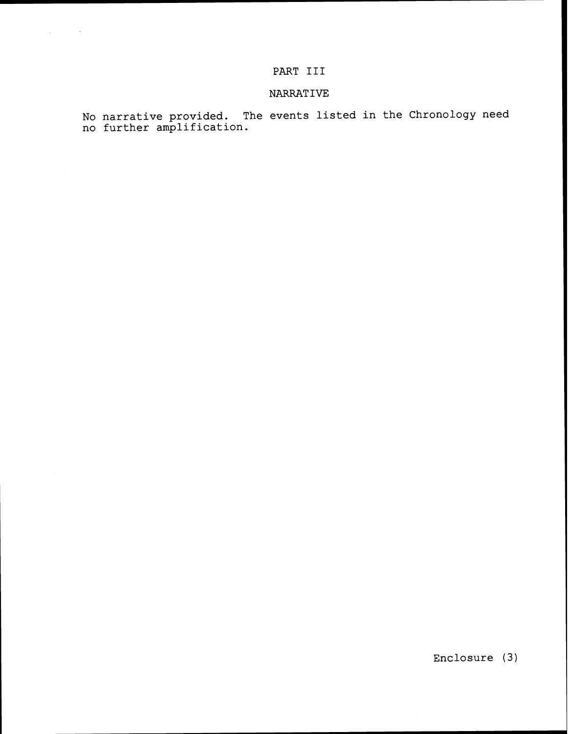# PART III

## NARRATIVE

No narrative provided. The events listed in the Chronology need no further amplification.

Enclosure (3)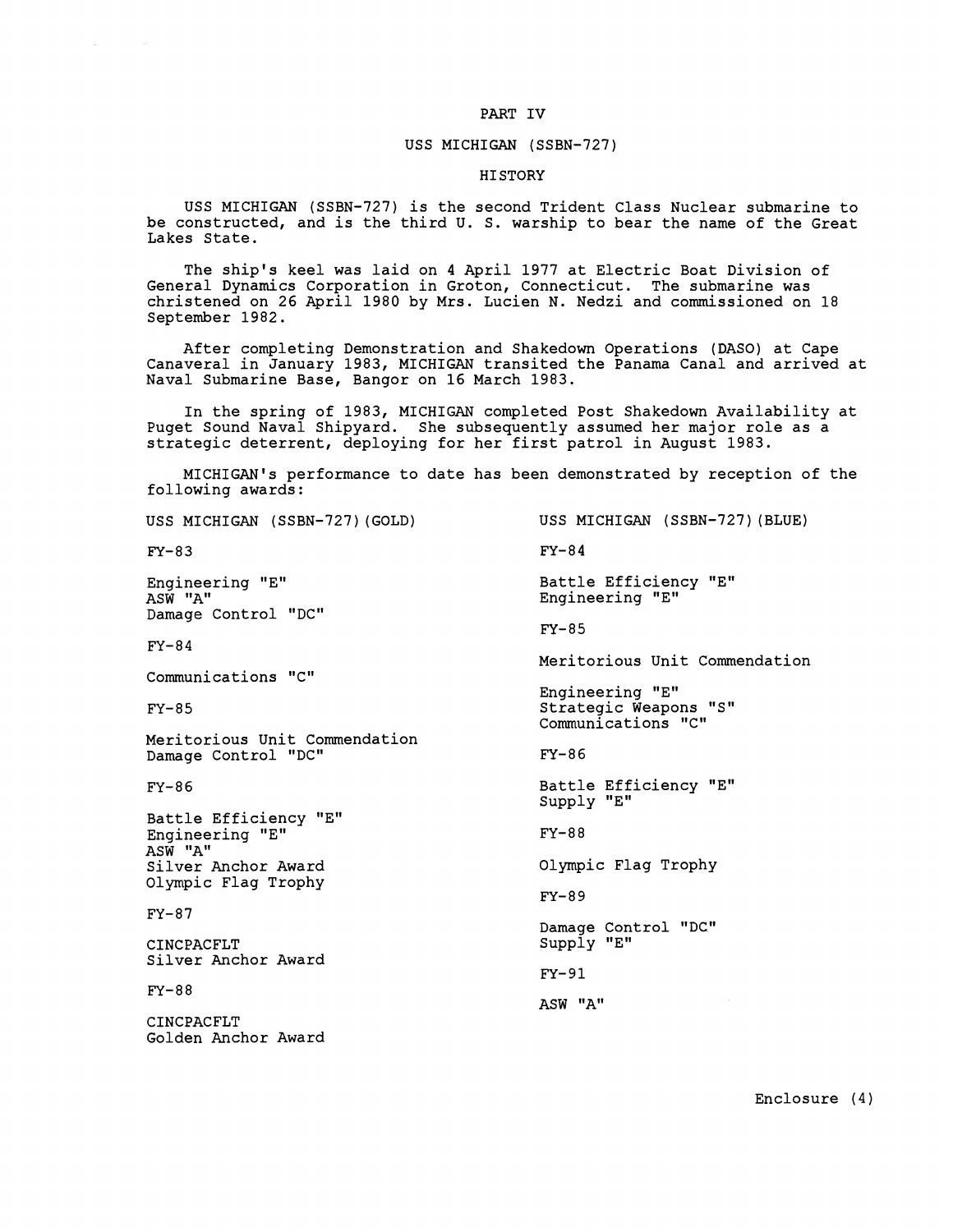# PART IV

## USS MICHIGAN (SSBN-727)

### HISTORY

USS MICHIGAN (SSBN-727) is the second Trident Class Nuclear submarine to be constructed, and is the third U. S. warship to bear the name of the Great Lakes State.

The ship's keel was laid on 4 April 1977 at Electric Boat Division of General Dynamics Corporation in Groton, Connecticut. The submarine was christened on 26 April 1980 by Mrs. Lucien N. Nedzi and commissioned on 18 September 1982.

After completing Demonstration and Shakedown Operations (DASO) at Cape Canaveral in January 1983, MICHIGAN transited the Panama Canal and arrived at Naval Submarine Base, Bangor on 16 March 1983.

In the spring of 1983, MICHIGAN completed Post Shakedown Availability at Puget Sound Naval Shipyard. She subsequently assumed her major role as a strategic deterrent, deploying for her first patrol in August 1983.

MICHIGAN's performance to date has been demonstrated by reception of the following awards:

USS MICHIGAN (SSBN-727)(GOLD)

FY-83

Engineering "E"
ASW "A"
Damage Control "DC"

FY-84

Communications "C"

FY-85

Meritorious Unit Commendation
Damage Control "DC"

FY-86

Battle Efficiency "E"
Engineering "E"
ASW "A"
Silver Anchor Award
Olympic Flag Trophy

FY-87

CINCPACFLT
Silver Anchor Award

FY-88

CINCPACFLT
Golden Anchor Award

USS MICHIGAN (SSBN-727)(BLUE)

FY-84

Battle Efficiency "E"
Engineering "E"

FY-85

Meritorious Unit Commendation

Engineering "E"
Strategic Weapons "S"
Communications "C"

FY-86

Battle Efficiency "E"
Supply "E"

FY-88

Olympic Flag Trophy

FY-89

Damage Control "DC"
Supply "E"

FY-91

ASW "A"

Enclosure (4)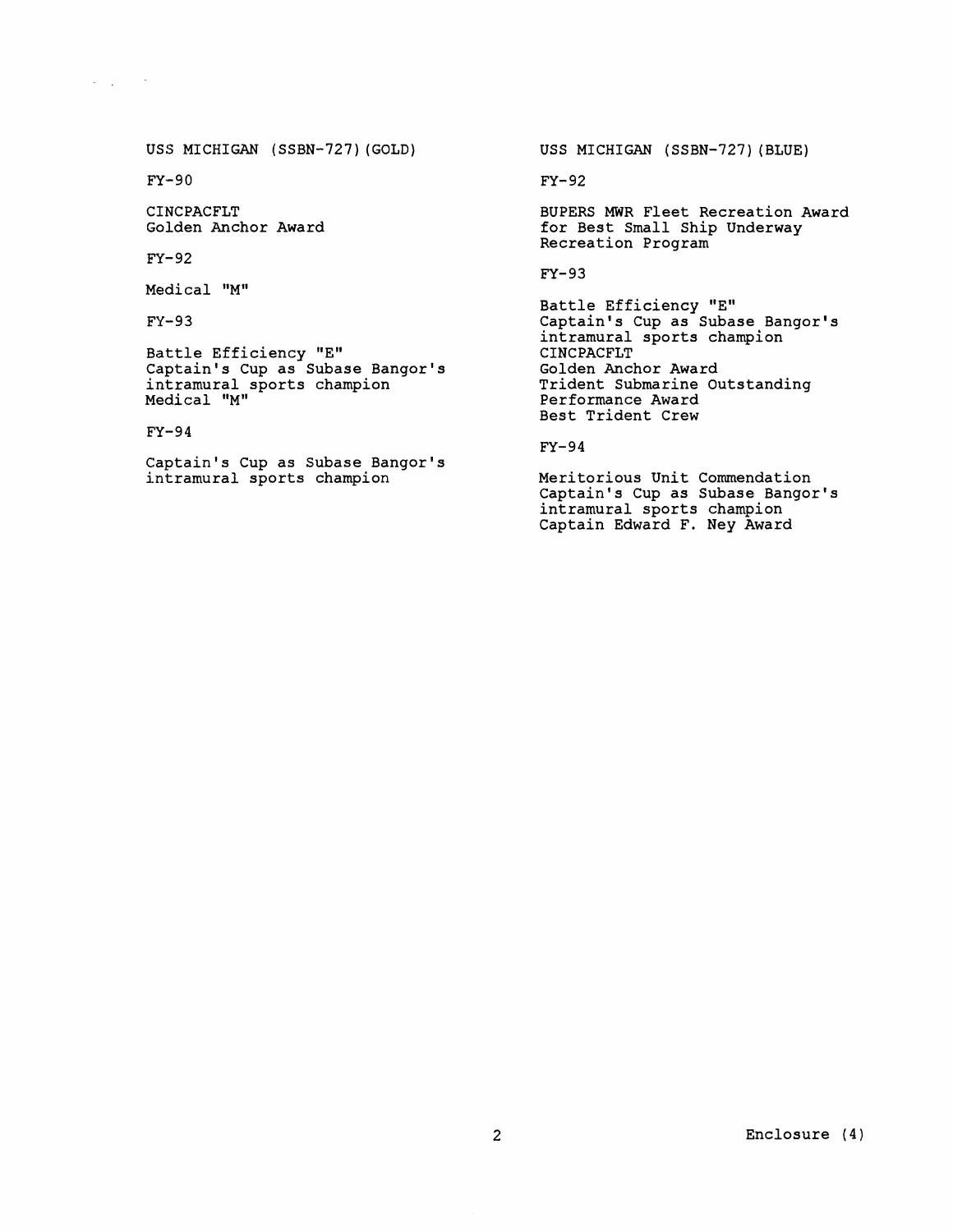USS MICHIGAN (SSBN-727)(GOLD)

FY-90

CINCPACFLT
Golden Anchor Award

FY-92

Medical "M"

FY-93

Battle Efficiency "E"
Captain's Cup as Subase Bangor's intramural sports champion
Medical "M"

FY-94

Captain's Cup as Subase Bangor's intramural sports champion

USS MICHIGAN (SSBN-727)(BLUE)

FY-92

BUPERS MWR Fleet Recreation Award for Best Small Ship Underway Recreation Program

FY-93

Battle Efficiency "E"
Captain's Cup as Subase Bangor's intramural sports champion
CINCPACFLT
Golden Anchor Award
Trident Submarine Outstanding Performance Award
Best Trident Crew

FY-94

Meritorious Unit Commendation
Captain's Cup as Subase Bangor's intramural sports champion
Captain Edward F. Ney Award

Enclosure (4)